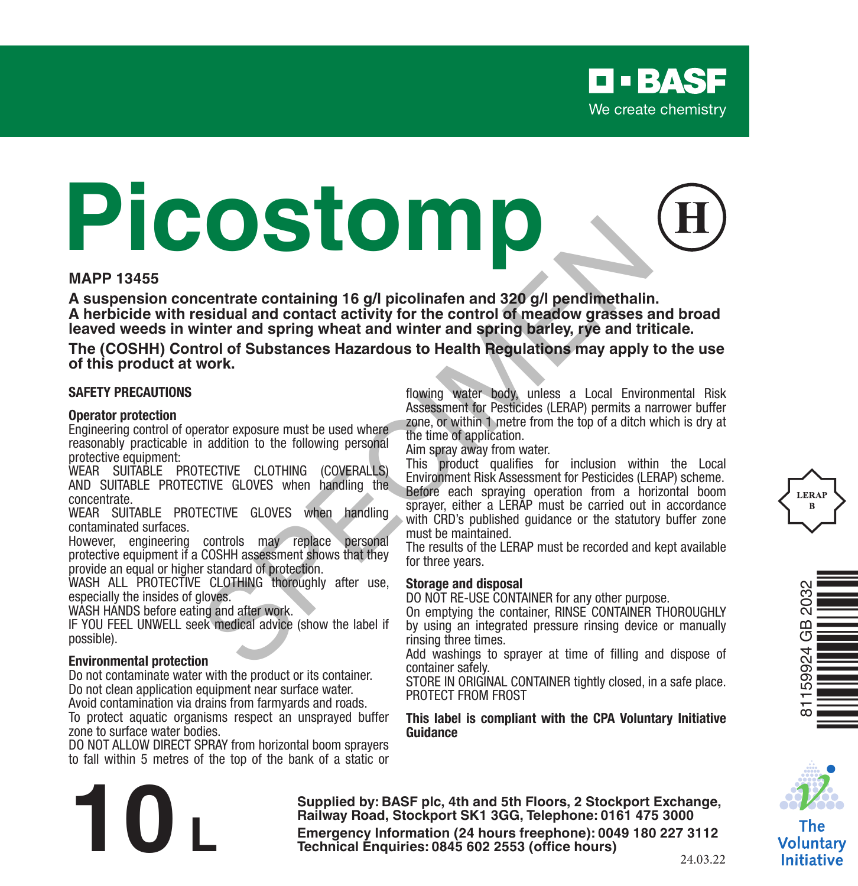BASF
We create chemistry

# Picostomp

**MAPP 13455**

**A suspension concentrate containing 16 g/l picolinafen and 320 g/l pendimethalin.**
**A herbicide with residual and contact activity for the control of meadow grasses and broad leaved weeds in winter and spring wheat and winter and spring barley, rye and triticale.**

**The (COSHH) Control of Substances Hazardous to Health Regulations may apply to the use of this product at work.**

## SAFETY PRECAUTIONS

### Operator protection

Engineering control of operator exposure must be used where reasonably practicable in addition to the following personal protective equipment:

WEAR SUITABLE PROTECTIVE CLOTHING (COVERALLS) AND SUITABLE PROTECTIVE GLOVES when handling the concentrate.

WEAR SUITABLE PROTECTIVE GLOVES when handling contaminated surfaces.

However, engineering controls may replace personal protective equipment if a COSHH assessment shows that they provide an equal or higher standard of protection.

WASH ALL PROTECTIVE CLOTHING thoroughly after use, especially the insides of gloves.

WASH HANDS before eating and after work.

IF YOU FEEL UNWELL seek medical advice (show the label if possible).

### Environmental protection

Do not contaminate water with the product or its container.

Do not clean application equipment near surface water.

Avoid contamination via drains from farmyards and roads.

To protect aquatic organisms respect an unsprayed buffer zone to surface water bodies.

DO NOT ALLOW DIRECT SPRAY from horizontal boom sprayers to fall within 5 metres of the top of the bank of a static or flowing water body, unless a Local Environmental Risk Assessment for Pesticides (LERAP) permits a narrower buffer zone, or within 1 metre from the top of a ditch which is dry at the time of application.

Aim spray away from water.

This product qualifies for inclusion within the Local Environment Risk Assessment for Pesticides (LERAP) scheme. Before each spraying operation from a horizontal boom sprayer, either a LERAP must be carried out in accordance with CRD's published guidance or the statutory buffer zone must be maintained.

The results of the LERAP must be recorded and kept available for three years.

LERAP B

### Storage and disposal

DO NOT RE-USE CONTAINER for any other purpose.

On emptying the container, RINSE CONTAINER THOROUGHLY by using an integrated pressure rinsing device or manually rinsing three times.

Add washings to sprayer at time of filling and dispose of container safely.

STORE IN ORIGINAL CONTAINER tightly closed, in a safe place.

PROTECT FROM FROST

**This label is compliant with the CPA Voluntary Initiative Guidance**

81159924 GB 2032

# 10 L

**Supplied by: BASF plc, 4th and 5th Floors, 2 Stockport Exchange, Railway Road, Stockport SK1 3GG, Telephone: 0161 475 3000**
**Emergency Information (24 hours freephone): 0049 180 227 3112**
**Technical Enquiries: 0845 602 2553 (office hours)**

24.03.22

The Voluntary Initiative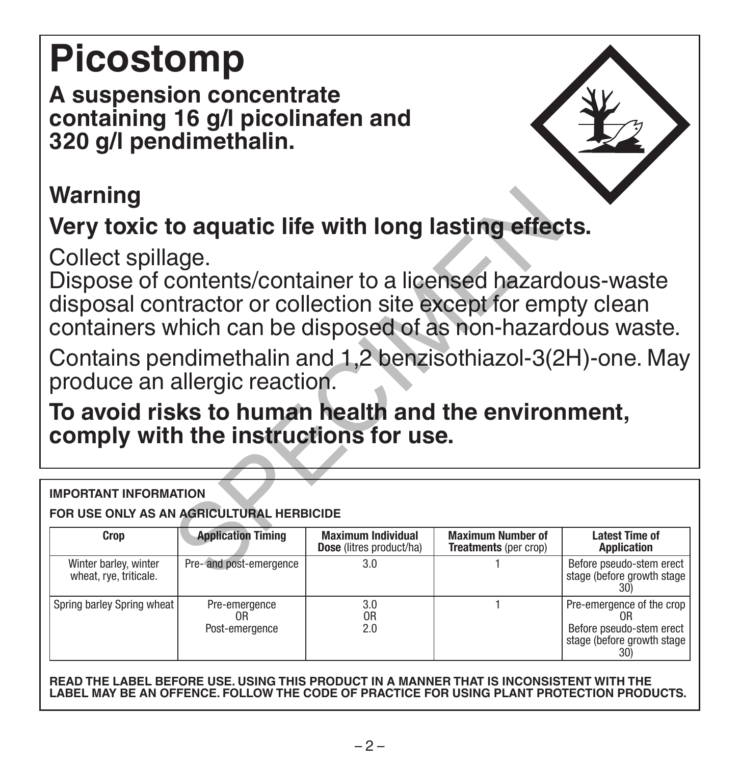# Picostomp

**A suspension concentrate containing 16 g/l picolinafen and 320 g/l pendimethalin.**

## Warning

## Very toxic to aquatic life with long lasting effects.

Collect spillage.
Dispose of contents/container to a licensed hazardous-waste disposal contractor or collection site except for empty clean containers which can be disposed of as non-hazardous waste.

Contains pendimethalin and 1,2 benzisothiazol-3(2H)-one. May produce an allergic reaction.

**To avoid risks to human health and the environment, comply with the instructions for use.**

**IMPORTANT INFORMATION**

**FOR USE ONLY AS AN AGRICULTURAL HERBICIDE**

| Crop | Application Timing | Maximum Individual Dose (litres product/ha) | Maximum Number of Treatments (per crop) | Latest Time of Application |
|---|---|---|---|---|
| Winter barley, winter wheat, rye, triticale. | Pre- and post-emergence | 3.0 | 1 | Before pseudo-stem erect stage (before growth stage 30) |
| Spring barley Spring wheat | Pre-emergence OR Post-emergence | 3.0 OR 2.0 | 1 | Pre-emergence of the crop OR Before pseudo-stem erect stage (before growth stage 30) |

**READ THE LABEL BEFORE USE. USING THIS PRODUCT IN A MANNER THAT IS INCONSISTENT WITH THE LABEL MAY BE AN OFFENCE. FOLLOW THE CODE OF PRACTICE FOR USING PLANT PROTECTION PRODUCTS.**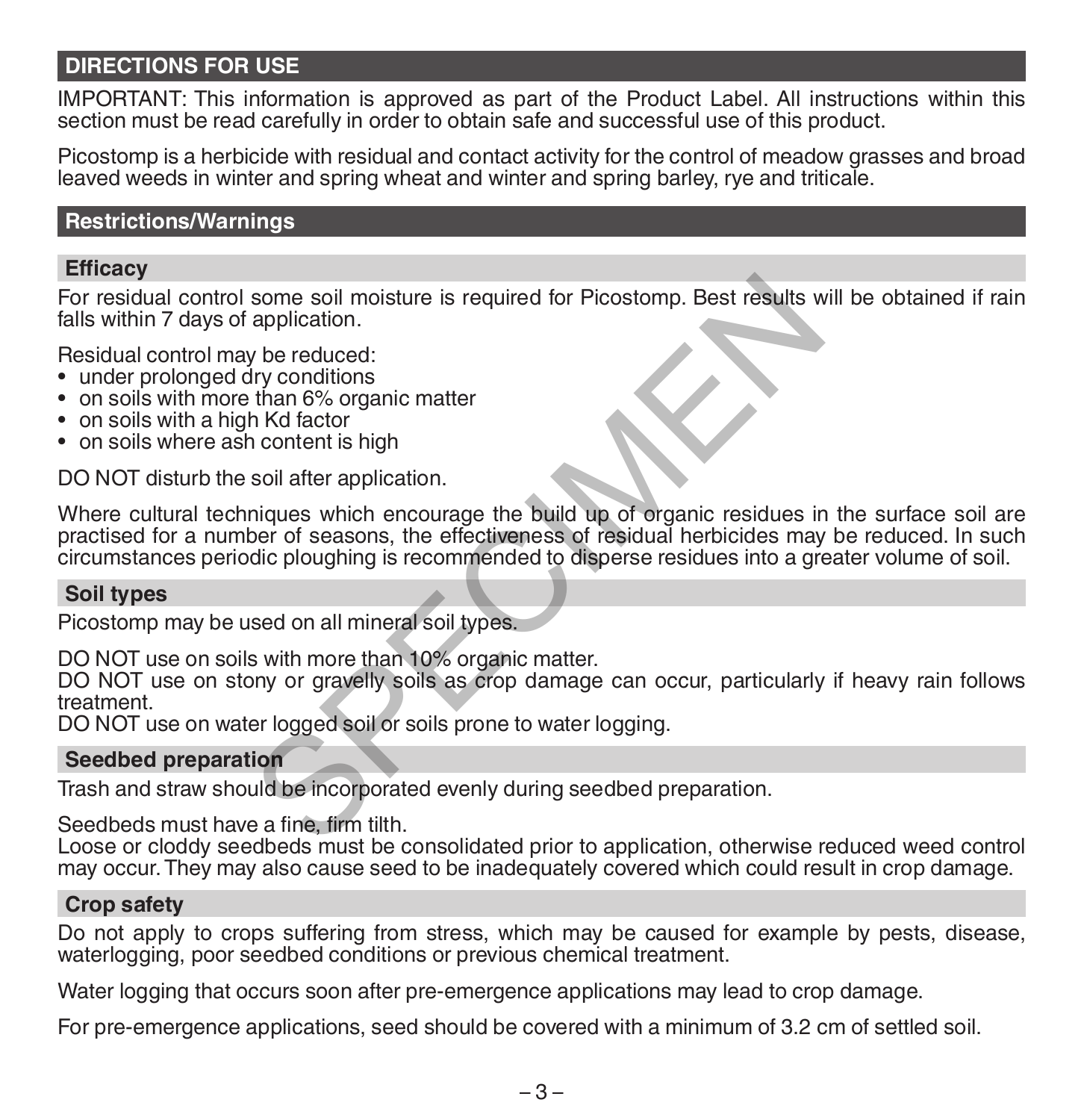## DIRECTIONS FOR USE

IMPORTANT: This information is approved as part of the Product Label. All instructions within this section must be read carefully in order to obtain safe and successful use of this product.

Picostomp is a herbicide with residual and contact activity for the control of meadow grasses and broad leaved weeds in winter and spring wheat and winter and spring barley, rye and triticale.

## Restrictions/Warnings

### Efficacy

For residual control some soil moisture is required for Picostomp. Best results will be obtained if rain falls within 7 days of application.

Residual control may be reduced:

- under prolonged dry conditions
- on soils with more than 6% organic matter
- on soils with a high Kd factor
- on soils where ash content is high

DO NOT disturb the soil after application.

Where cultural techniques which encourage the build up of organic residues in the surface soil are practised for a number of seasons, the effectiveness of residual herbicides may be reduced. In such circumstances periodic ploughing is recommended to disperse residues into a greater volume of soil.

### Soil types

Picostomp may be used on all mineral soil types.

DO NOT use on soils with more than 10% organic matter.
DO NOT use on stony or gravelly soils as crop damage can occur, particularly if heavy rain follows treatment.
DO NOT use on water logged soil or soils prone to water logging.

### Seedbed preparation

Trash and straw should be incorporated evenly during seedbed preparation.

Seedbeds must have a fine, firm tilth.
Loose or cloddy seedbeds must be consolidated prior to application, otherwise reduced weed control may occur. They may also cause seed to be inadequately covered which could result in crop damage.

### Crop safety

Do not apply to crops suffering from stress, which may be caused for example by pests, disease, waterlogging, poor seedbed conditions or previous chemical treatment.

Water logging that occurs soon after pre-emergence applications may lead to crop damage.

For pre-emergence applications, seed should be covered with a minimum of 3.2 cm of settled soil.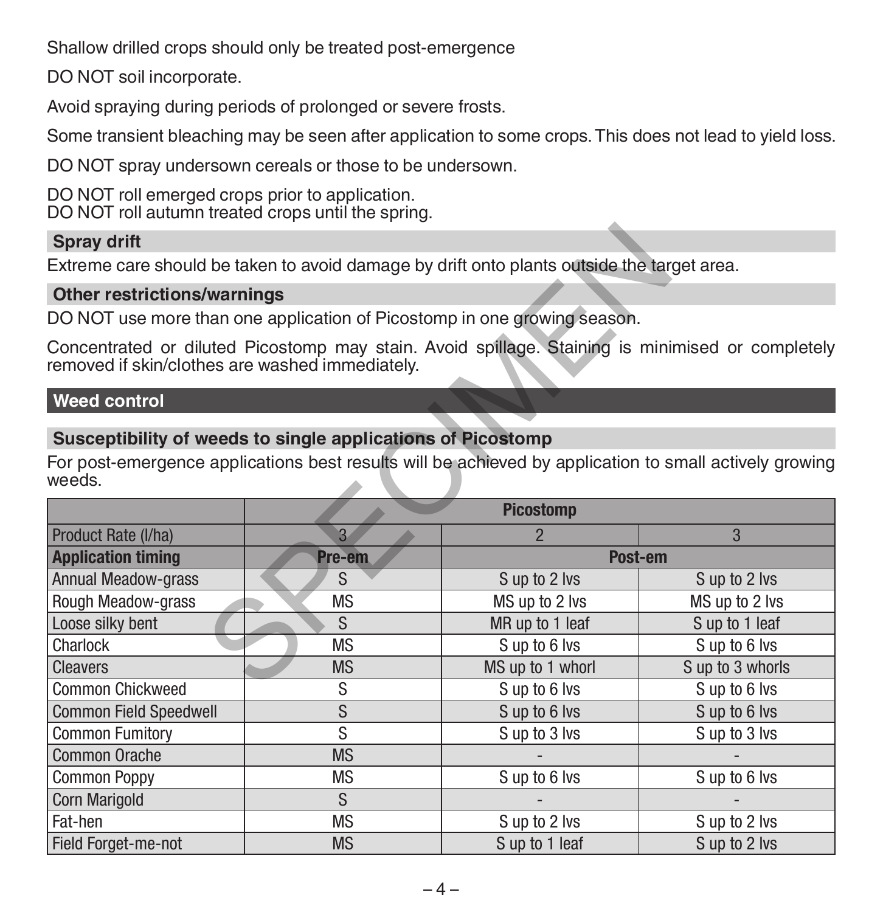Shallow drilled crops should only be treated post-emergence

DO NOT soil incorporate.

Avoid spraying during periods of prolonged or severe frosts.

Some transient bleaching may be seen after application to some crops. This does not lead to yield loss.

DO NOT spray undersown cereals or those to be undersown.

DO NOT roll emerged crops prior to application.
DO NOT roll autumn treated crops until the spring.

### Spray drift

Extreme care should be taken to avoid damage by drift onto plants outside the target area.

### Other restrictions/warnings

DO NOT use more than one application of Picostomp in one growing season.

Concentrated or diluted Picostomp may stain. Avoid spillage. Staining is minimised or completely removed if skin/clothes are washed immediately.

## Weed control

### Susceptibility of weeds to single applications of Picostomp

For post-emergence applications best results will be achieved by application to small actively growing weeds.

| | Picostomp | | |
|---|---|---|---|
| Product Rate (l/ha) | 3 | 2 | 3 |
| **Application timing** | **Pre-em** | **Post-em** | |
| Annual Meadow-grass | S | S up to 2 lvs | S up to 2 lvs |
| Rough Meadow-grass | MS | MS up to 2 lvs | MS up to 2 lvs |
| Loose silky bent | S | MR up to 1 leaf | S up to 1 leaf |
| Charlock | MS | S up to 6 lvs | S up to 6 lvs |
| Cleavers | MS | MS up to 1 whorl | S up to 3 whorls |
| Common Chickweed | S | S up to 6 lvs | S up to 6 lvs |
| Common Field Speedwell | S | S up to 6 lvs | S up to 6 lvs |
| Common Fumitory | S | S up to 3 lvs | S up to 3 lvs |
| Common Orache | MS | - | - |
| Common Poppy | MS | S up to 6 lvs | S up to 6 lvs |
| Corn Marigold | S | - | - |
| Fat-hen | MS | S up to 2 lvs | S up to 2 lvs |
| Field Forget-me-not | MS | S up to 1 leaf | S up to 2 lvs |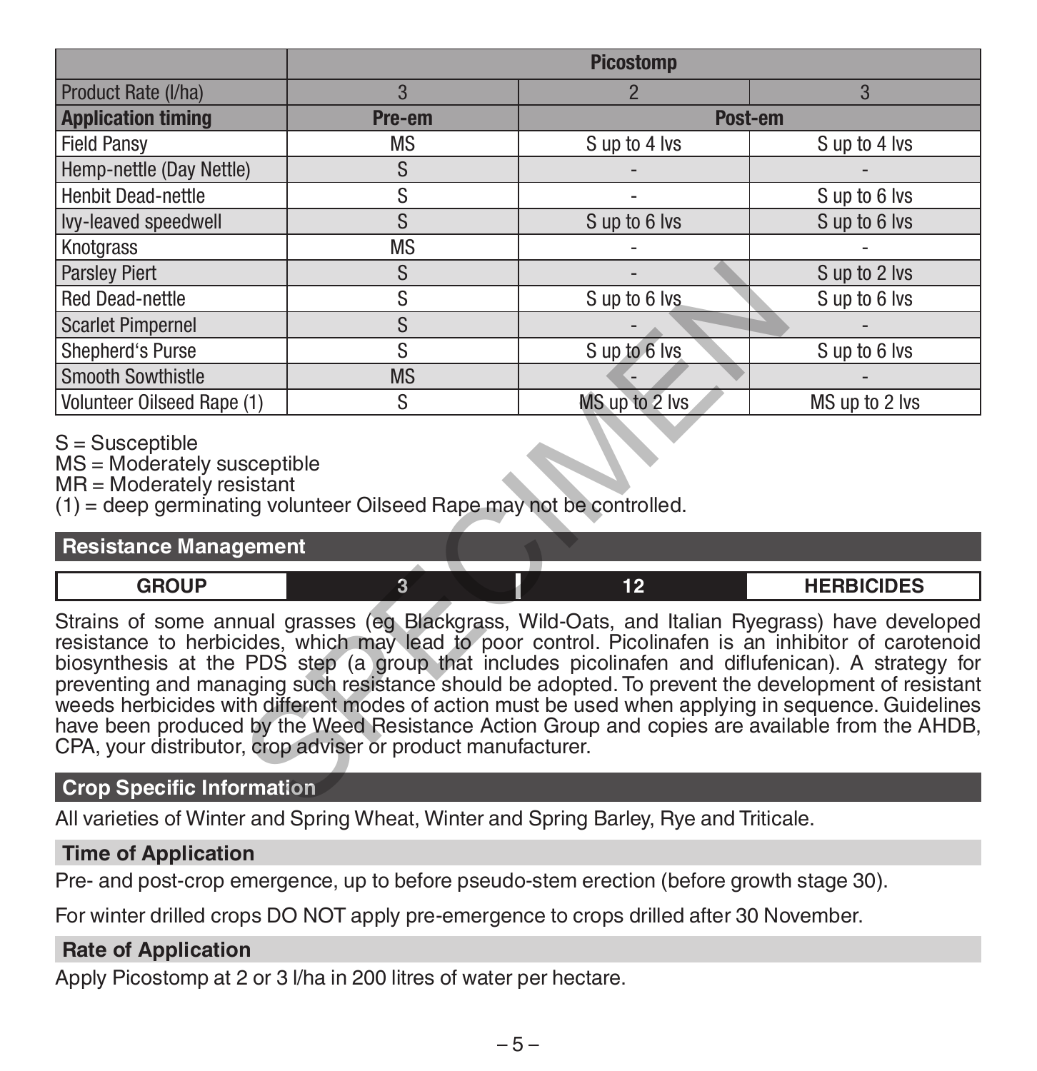| | Picostomp | | |
|---|---|---|---|
| Product Rate (l/ha) | 3 | 2 | 3 |
| **Application timing** | **Pre-em** | **Post-em** | |
| Field Pansy | MS | S up to 4 lvs | S up to 4 lvs |
| Hemp-nettle (Day Nettle) | S | - | - |
| Henbit Dead-nettle | S | - | S up to 6 lvs |
| Ivy-leaved speedwell | S | S up to 6 lvs | S up to 6 lvs |
| Knotgrass | MS | - | - |
| Parsley Piert | S | - | S up to 2 lvs |
| Red Dead-nettle | S | S up to 6 lvs | S up to 6 lvs |
| Scarlet Pimpernel | S | - | - |
| Shepherd's Purse | S | S up to 6 lvs | S up to 6 lvs |
| Smooth Sowthistle | MS | - | - |
| Volunteer Oilseed Rape (1) | S | MS up to 2 lvs | MS up to 2 lvs |

S = Susceptible
MS = Moderately susceptible
MR = Moderately resistant
(1) = deep germinating volunteer Oilseed Rape may not be controlled.

## Resistance Management

| GROUP | 3 | 12 | HERBICIDES |
|---|---|---|---|

Strains of some annual grasses (eg Blackgrass, Wild-Oats, and Italian Ryegrass) have developed resistance to herbicides, which may lead to poor control. Picolinafen is an inhibitor of carotenoid biosynthesis at the PDS step (a group that includes picolinafen and diflufenican). A strategy for preventing and managing such resistance should be adopted. To prevent the development of resistant weeds herbicides with different modes of action must be used when applying in sequence. Guidelines have been produced by the Weed Resistance Action Group and copies are available from the AHDB, CPA, your distributor, crop adviser or product manufacturer.

## Crop Specific Information

All varieties of Winter and Spring Wheat, Winter and Spring Barley, Rye and Triticale.

### Time of Application

Pre- and post-crop emergence, up to before pseudo-stem erection (before growth stage 30).

For winter drilled crops DO NOT apply pre-emergence to crops drilled after 30 November.

### Rate of Application

Apply Picostomp at 2 or 3 l/ha in 200 litres of water per hectare.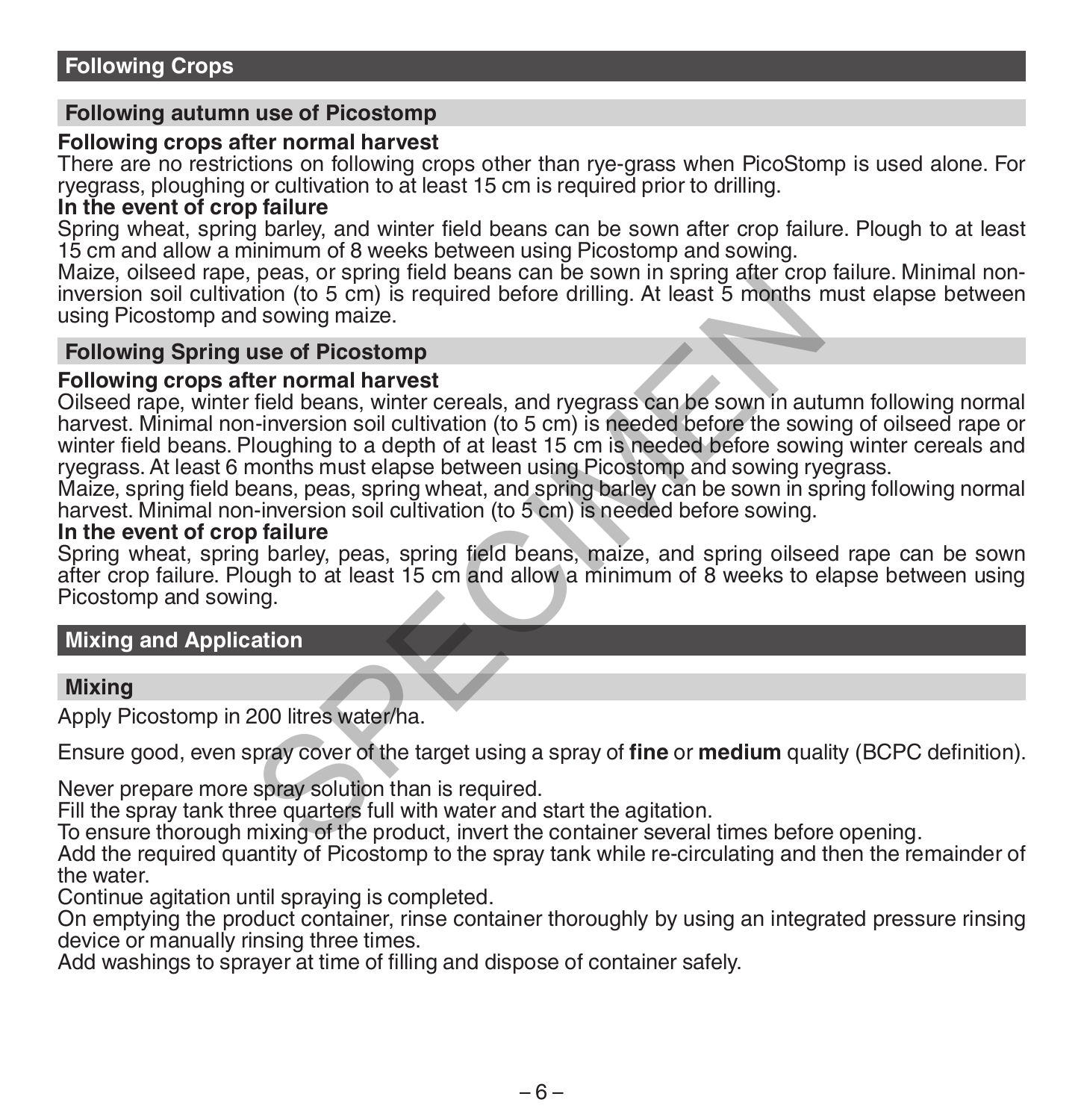## Following Crops

### Following autumn use of Picostomp

**Following crops after normal harvest**
There are no restrictions on following crops other than rye-grass when PicoStomp is used alone. For ryegrass, ploughing or cultivation to at least 15 cm is required prior to drilling.

**In the event of crop failure**
Spring wheat, spring barley, and winter field beans can be sown after crop failure. Plough to at least 15 cm and allow a minimum of 8 weeks between using Picostomp and sowing.
Maize, oilseed rape, peas, or spring field beans can be sown in spring after crop failure. Minimal non-inversion soil cultivation (to 5 cm) is required before drilling. At least 5 months must elapse between using Picostomp and sowing maize.

### Following Spring use of Picostomp

**Following crops after normal harvest**
Oilseed rape, winter field beans, winter cereals, and ryegrass can be sown in autumn following normal harvest. Minimal non-inversion soil cultivation (to 5 cm) is needed before the sowing of oilseed rape or winter field beans. Ploughing to a depth of at least 15 cm is needed before sowing winter cereals and ryegrass. At least 6 months must elapse between using Picostomp and sowing ryegrass.
Maize, spring field beans, peas, spring wheat, and spring barley can be sown in spring following normal harvest. Minimal non-inversion soil cultivation (to 5 cm) is needed before sowing.

**In the event of crop failure**
Spring wheat, spring barley, peas, spring field beans, maize, and spring oilseed rape can be sown after crop failure. Plough to at least 15 cm and allow a minimum of 8 weeks to elapse between using Picostomp and sowing.

## Mixing and Application

### Mixing

Apply Picostomp in 200 litres water/ha.

Ensure good, even spray cover of the target using a spray of **fine** or **medium** quality (BCPC definition).

Never prepare more spray solution than is required.
Fill the spray tank three quarters full with water and start the agitation.
To ensure thorough mixing of the product, invert the container several times before opening.
Add the required quantity of Picostomp to the spray tank while re-circulating and then the remainder of the water.
Continue agitation until spraying is completed.
On emptying the product container, rinse container thoroughly by using an integrated pressure rinsing device or manually rinsing three times.
Add washings to sprayer at time of filling and dispose of container safely.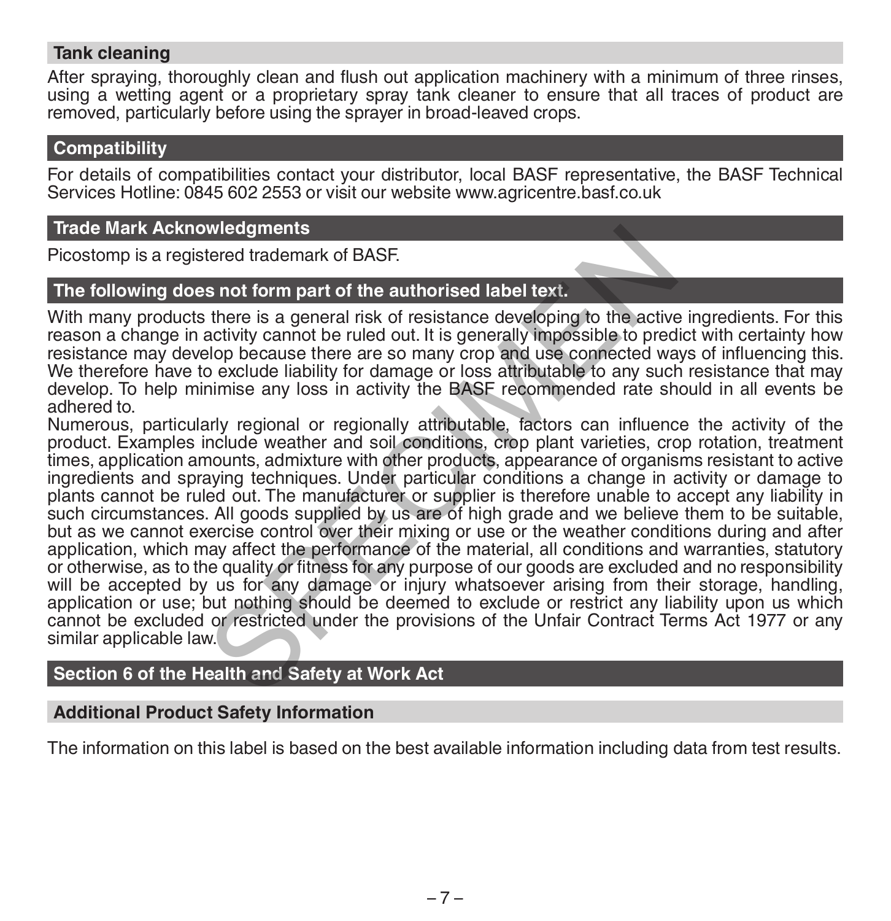## Tank cleaning

After spraying, thoroughly clean and flush out application machinery with a minimum of three rinses, using a wetting agent or a proprietary spray tank cleaner to ensure that all traces of product are removed, particularly before using the sprayer in broad-leaved crops.

## Compatibility

For details of compatibilities contact your distributor, local BASF representative, the BASF Technical Services Hotline: 0845 602 2553 or visit our website www.agricentre.basf.co.uk

## Trade Mark Acknowledgments

Picostomp is a registered trademark of BASF.

## The following does not form part of the authorised label text.

With many products there is a general risk of resistance developing to the active ingredients. For this reason a change in activity cannot be ruled out. It is generally impossible to predict with certainty how resistance may develop because there are so many crop and use connected ways of influencing this. We therefore have to exclude liability for damage or loss attributable to any such resistance that may develop. To help minimise any loss in activity the BASF recommended rate should in all events be adhered to.

Numerous, particularly regional or regionally attributable, factors can influence the activity of the product. Examples include weather and soil conditions, crop plant varieties, crop rotation, treatment times, application amounts, admixture with other products, appearance of organisms resistant to active ingredients and spraying techniques. Under particular conditions a change in activity or damage to plants cannot be ruled out. The manufacturer or supplier is therefore unable to accept any liability in such circumstances. All goods supplied by us are of high grade and we believe them to be suitable, but as we cannot exercise control over their mixing or use or the weather conditions during and after application, which may affect the performance of the material, all conditions and warranties, statutory or otherwise, as to the quality or fitness for any purpose of our goods are excluded and no responsibility will be accepted by us for any damage or injury whatsoever arising from their storage, handling, application or use; but nothing should be deemed to exclude or restrict any liability upon us which cannot be excluded or restricted under the provisions of the Unfair Contract Terms Act 1977 or any similar applicable law.

## Section 6 of the Health and Safety at Work Act

### Additional Product Safety Information

The information on this label is based on the best available information including data from test results.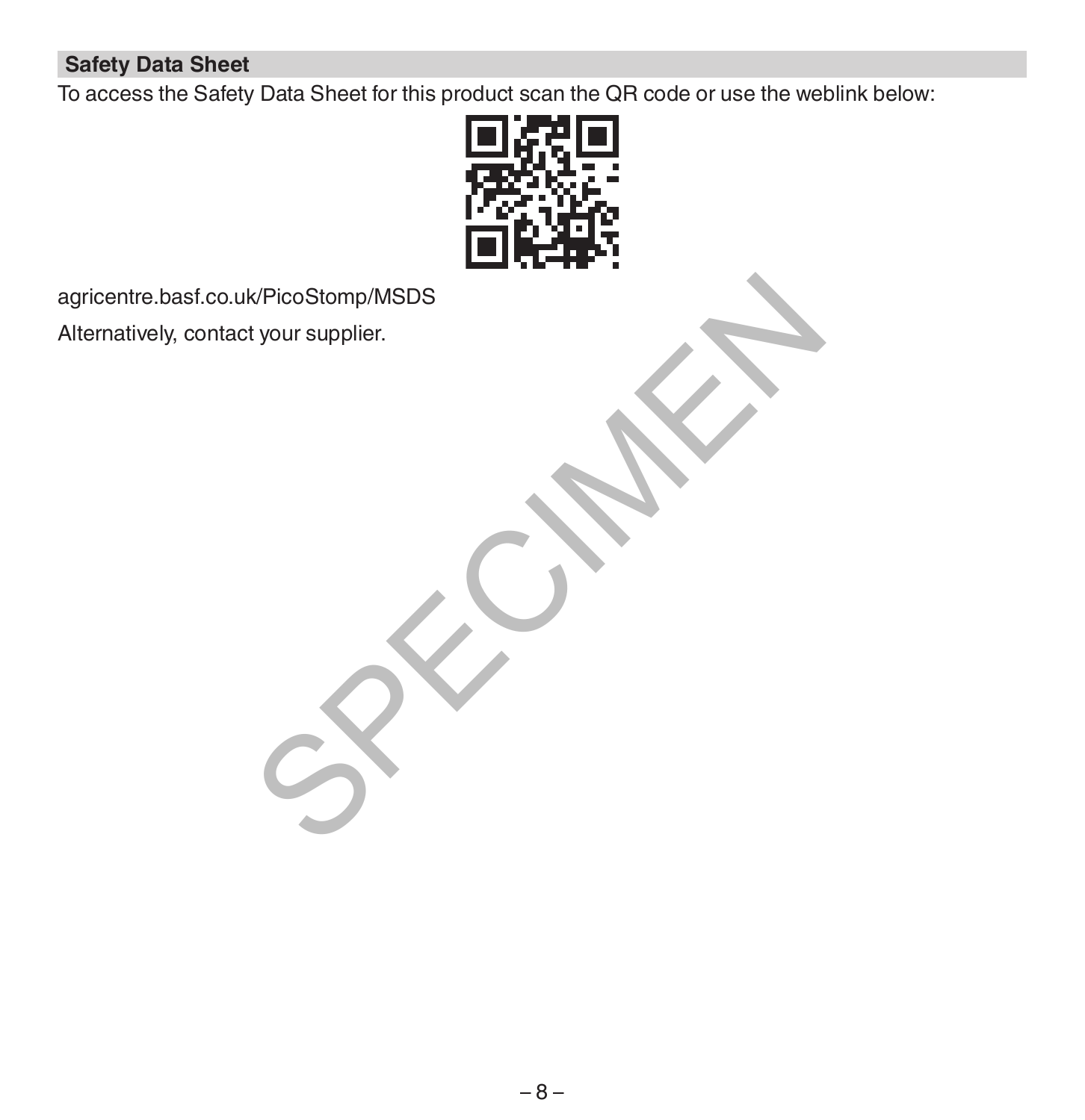## Safety Data Sheet

To access the Safety Data Sheet for this product scan the QR code or use the weblink below:

agricentre.basf.co.uk/PicoStomp/MSDS

Alternatively, contact your supplier.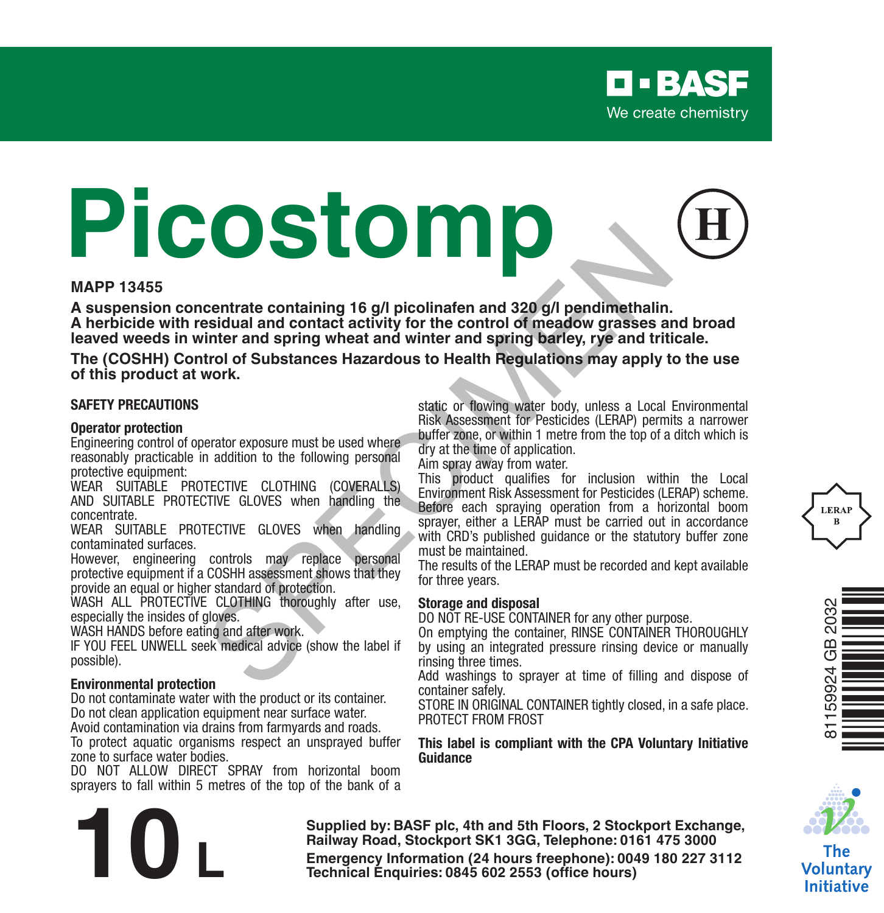BASF

We create chemistry

# Picostomp

(H)

**MAPP 13455**

**A suspension concentrate containing 16 g/l picolinafen and 320 g/l pendimethalin.**
**A herbicide with residual and contact activity for the control of meadow grasses and broad leaved weeds in winter and spring wheat and winter and spring barley, rye and triticale.**

**The (COSHH) Control of Substances Hazardous to Health Regulations may apply to the use of this product at work.**

SPECIMEN

## SAFETY PRECAUTIONS

### Operator protection

Engineering control of operator exposure must be used where reasonably practicable in addition to the following personal protective equipment:
WEAR SUITABLE PROTECTIVE CLOTHING (COVERALLS) AND SUITABLE PROTECTIVE GLOVES when handling the concentrate.
WEAR SUITABLE PROTECTIVE GLOVES when handling contaminated surfaces.
However, engineering controls may replace personal protective equipment if a COSHH assessment shows that they provide an equal or higher standard of protection.
WASH ALL PROTECTIVE CLOTHING thoroughly after use, especially the insides of gloves.
WASH HANDS before eating and after work.
IF YOU FEEL UNWELL seek medical advice (show the label if possible).

### Environmental protection

Do not contaminate water with the product or its container.
Do not clean application equipment near surface water.
Avoid contamination via drains from farmyards and roads.
To protect aquatic organisms respect an unsprayed buffer zone to surface water bodies.
DO NOT ALLOW DIRECT SPRAY from horizontal boom sprayers to fall within 5 metres of the top of the bank of a static or flowing water body, unless a Local Environmental Risk Assessment for Pesticides (LERAP) permits a narrower buffer zone, or within 1 metre from the top of a ditch which is dry at the time of application.
Aim spray away from water.
This product qualifies for inclusion within the Local Environment Risk Assessment for Pesticides (LERAP) scheme. Before each spraying operation from a horizontal boom sprayer, either a LERAP must be carried out in accordance with CRD's published guidance or the statutory buffer zone must be maintained.
The results of the LERAP must be recorded and kept available for three years.

LERAP B

### Storage and disposal

DO NOT RE-USE CONTAINER for any other purpose.
On emptying the container, RINSE CONTAINER THOROUGHLY by using an integrated pressure rinsing device or manually rinsing three times.
Add washings to sprayer at time of filling and dispose of container safely.
STORE IN ORIGINAL CONTAINER tightly closed, in a safe place.
PROTECT FROM FROST

**This label is compliant with the CPA Voluntary Initiative Guidance**

81159924 GB 2032

# 10 L

**Supplied by: BASF plc, 4th and 5th Floors, 2 Stockport Exchange, Railway Road, Stockport SK1 3GG, Telephone: 0161 475 3000**
**Emergency Information (24 hours freephone): 0049 180 227 3112**
**Technical Enquiries: 0845 602 2553 (office hours)**

The Voluntary Initiative